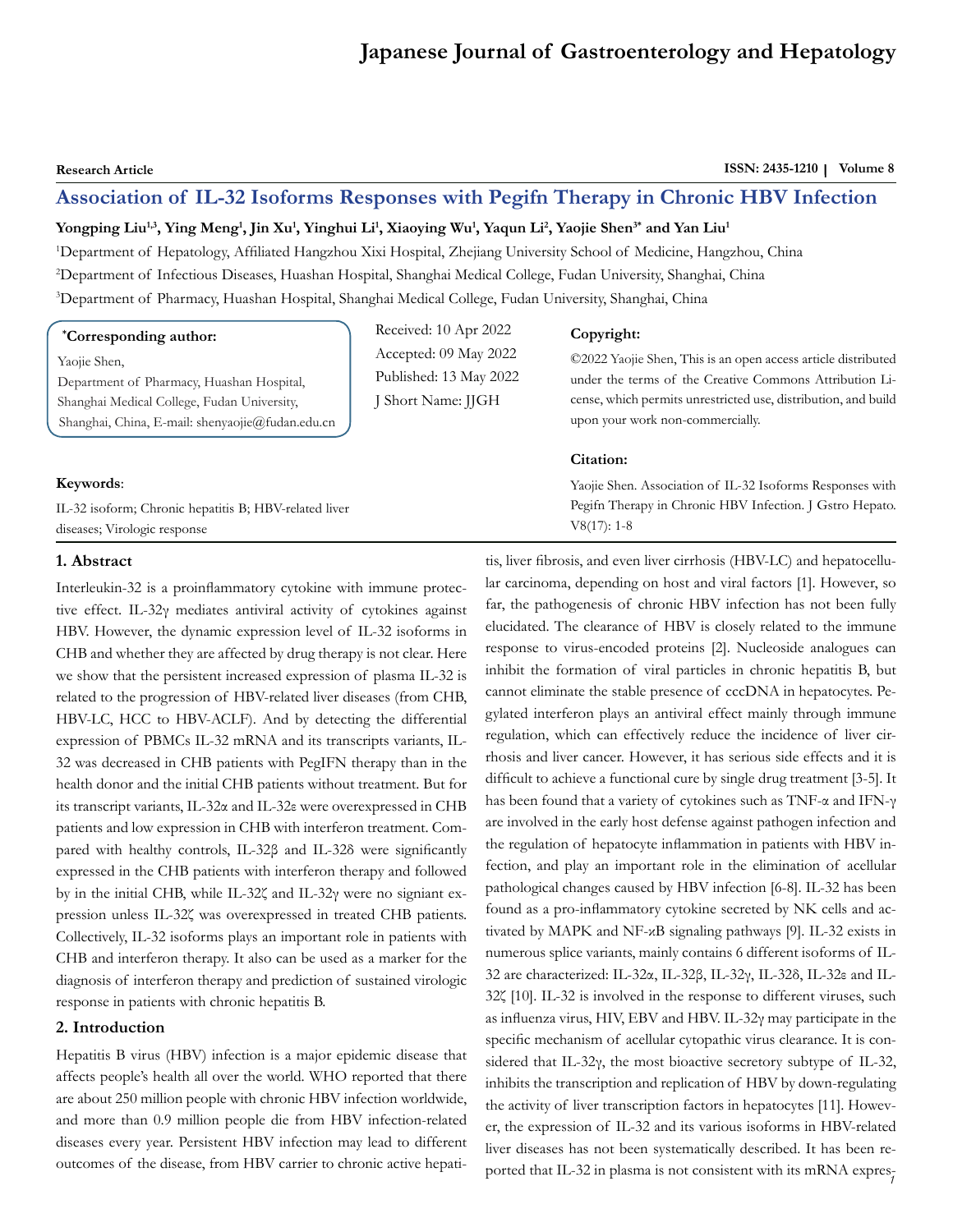**Research Article**

# Association of IL-32 Isoforms Responses with Pegifn Therapy in Chronic HBV Infection

**Yongping Liu[1,3], Ying Meng[1], Jin Xu[1], Yinghui Li[1], Xiaoying Wu[1], Yaqun Li[2], Yaojie Shen[3*] and Yan Liu[1]**

[1]Department of Hepatology, Affiliated Hangzhou Xixi Hospital, Zhejiang University School of Medicine, Hangzhou, China

[2]Department of Infectious Diseases, Huashan Hospital, Shanghai Medical College, Fudan University, Shanghai, China

[3]Department of Pharmacy, Huashan Hospital, Shanghai Medical College, Fudan University, Shanghai, China

**[*]Corresponding author:**

Yaojie Shen,
Department of Pharmacy, Huashan Hospital, Shanghai Medical College, Fudan University, Shanghai, China, E-mail: shenyaojie@fudan.edu.cn

Received: 10 Apr 2022
Accepted: 09 May 2022
Published: 13 May 2022
J Short Name: JJGH

**Copyright:**

©2022 Yaojie Shen, This is an open access article distributed under the terms of the Creative Commons Attribution License, which permits unrestricted use, distribution, and build upon your work non-commercially.

**Citation:**

Yaojie Shen. Association of IL-32 Isoforms Responses with Pegifn Therapy in Chronic HBV Infection. J Gstro Hepato. V8(17): 1-8

**Keywords**:

IL-32 isoform; Chronic hepatitis B; HBV-related liver diseases; Virologic response

## 1. Abstract

Interleukin-32 is a proinflammatory cytokine with immune protective effect. IL-32γ mediates antiviral activity of cytokines against HBV. However, the dynamic expression level of IL-32 isoforms in CHB and whether they are affected by drug therapy is not clear. Here we show that the persistent increased expression of plasma IL-32 is related to the progression of HBV-related liver diseases (from CHB, HBV-LC, HCC to HBV-ACLF). And by detecting the differential expression of PBMCs IL-32 mRNA and its transcripts variants, IL-32 was decreased in CHB patients with PegIFN therapy than in the health donor and the initial CHB patients without treatment. But for its transcript variants, IL-32α and IL-32ε were overexpressed in CHB patients and low expression in CHB with interferon treatment. Compared with healthy controls, IL-32β and IL-32δ were significantly expressed in the CHB patients with interferon therapy and followed by in the initial CHB, while IL-32ζ and IL-32γ were no signiant expression unless IL-32ζ was overexpressed in treated CHB patients. Collectively, IL-32 isoforms plays an important role in patients with CHB and interferon therapy. It also can be used as a marker for the diagnosis of interferon therapy and prediction of sustained virologic response in patients with chronic hepatitis B.

## 2. Introduction

Hepatitis B virus (HBV) infection is a major epidemic disease that affects people's health all over the world. WHO reported that there are about 250 million people with chronic HBV infection worldwide, and more than 0.9 million people die from HBV infection-related diseases every year. Persistent HBV infection may lead to different outcomes of the disease, from HBV carrier to chronic active hepatitis, liver fibrosis, and even liver cirrhosis (HBV-LC) and hepatocellular carcinoma, depending on host and viral factors [1]. However, so far, the pathogenesis of chronic HBV infection has not been fully elucidated. The clearance of HBV is closely related to the immune response to virus-encoded proteins [2]. Nucleoside analogues can inhibit the formation of viral particles in chronic hepatitis B, but cannot eliminate the stable presence of cccDNA in hepatocytes. Pegylated interferon plays an antiviral effect mainly through immune regulation, which can effectively reduce the incidence of liver cirrhosis and liver cancer. However, it has serious side effects and it is difficult to achieve a functional cure by single drug treatment [3-5]. It has been found that a variety of cytokines such as TNF-α and IFN-γ are involved in the early host defense against pathogen infection and the regulation of hepatocyte inflammation in patients with HBV infection, and play an important role in the elimination of acellular pathological changes caused by HBV infection [6-8]. IL-32 has been found as a pro-inflammatory cytokine secreted by NK cells and activated by MAPK and NF-κB signaling pathways [9]. IL-32 exists in numerous splice variants, mainly contains 6 different isoforms of IL-32 are characterized: IL-32α, IL-32β, IL-32γ, IL-32δ, IL-32ε and IL-32ζ [10]. IL-32 is involved in the response to different viruses, such as influenza virus, HIV, EBV and HBV. IL-32γ may participate in the specific mechanism of acellular cytopathic virus clearance. It is considered that IL-32γ, the most bioactive secretory subtype of IL-32, inhibits the transcription and replication of HBV by down-regulating the activity of liver transcription factors in hepatocytes [11]. However, the expression of IL-32 and its various isoforms in HBV-related liver diseases has not been systematically described. It has been reported that IL-32 in plasma is not consistent with its mRNA expres-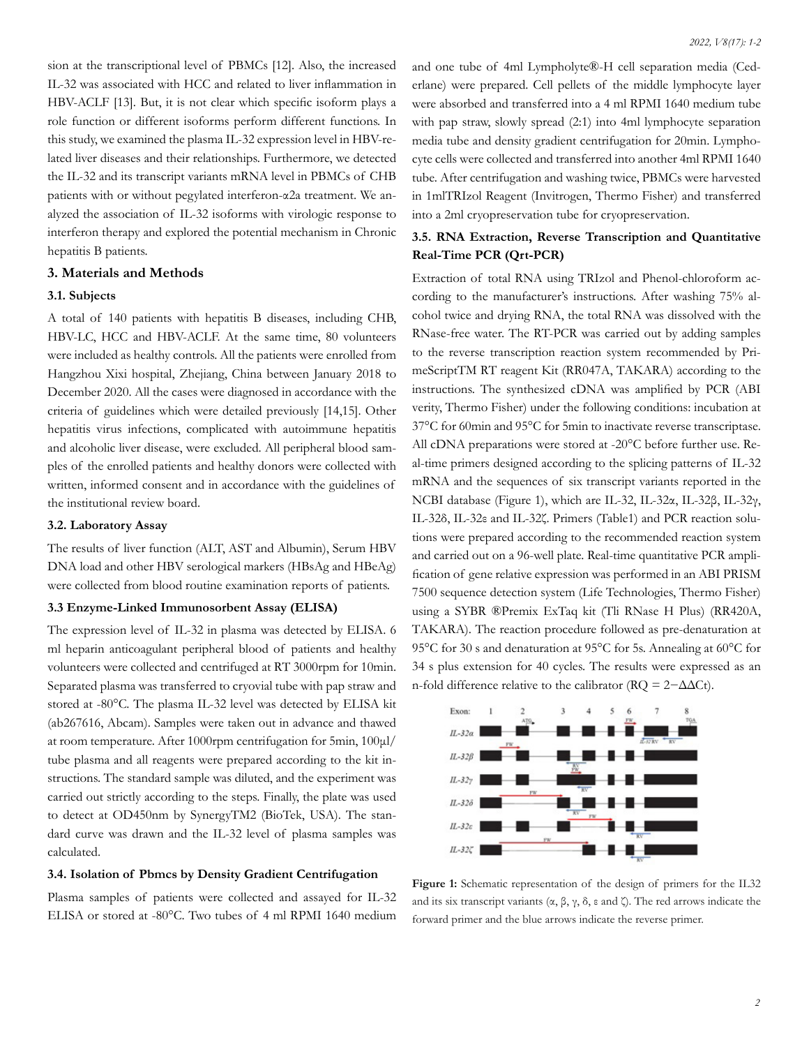sion at the transcriptional level of PBMCs [12]. Also, the increased IL-32 was associated with HCC and related to liver inflammation in HBV-ACLF [13]. But, it is not clear which specific isoform plays a role function or different isoforms perform different functions. In this study, we examined the plasma IL-32 expression level in HBV-related liver diseases and their relationships. Furthermore, we detected the IL-32 and its transcript variants mRNA level in PBMCs of CHB patients with or without pegylated interferon-α2a treatment. We analyzed the association of IL-32 isoforms with virologic response to interferon therapy and explored the potential mechanism in Chronic hepatitis B patients.

## 3. Materials and Methods

### 3.1. Subjects

A total of 140 patients with hepatitis B diseases, including CHB, HBV-LC, HCC and HBV-ACLF. At the same time, 80 volunteers were included as healthy controls. All the patients were enrolled from Hangzhou Xixi hospital, Zhejiang, China between January 2018 to December 2020. All the cases were diagnosed in accordance with the criteria of guidelines which were detailed previously [14,15]. Other hepatitis virus infections, complicated with autoimmune hepatitis and alcoholic liver disease, were excluded. All peripheral blood samples of the enrolled patients and healthy donors were collected with written, informed consent and in accordance with the guidelines of the institutional review board.

### 3.2. Laboratory Assay

The results of liver function (ALT, AST and Albumin), Serum HBV DNA load and other HBV serological markers (HBsAg and HBeAg) were collected from blood routine examination reports of patients.

### 3.3 Enzyme-Linked Immunosorbent Assay (ELISA)

The expression level of IL-32 in plasma was detected by ELISA. 6 ml heparin anticoagulant peripheral blood of patients and healthy volunteers were collected and centrifuged at RT 3000rpm for 10min. Separated plasma was transferred to cryovial tube with pap straw and stored at -80°C. The plasma IL-32 level was detected by ELISA kit (ab267616, Abcam). Samples were taken out in advance and thawed at room temperature. After 1000rpm centrifugation for 5min, 100μl/tube plasma and all reagents were prepared according to the kit instructions. The standard sample was diluted, and the experiment was carried out strictly according to the steps. Finally, the plate was used to detect at OD450nm by SynergyTM2 (BioTek, USA). The standard curve was drawn and the IL-32 level of plasma samples was calculated.

### 3.4. Isolation of Pbmcs by Density Gradient Centrifugation

Plasma samples of patients were collected and assayed for IL-32 ELISA or stored at -80°C. Two tubes of 4 ml RPMI 1640 medium and one tube of 4ml Lympholyte®-H cell separation media (Cederlane) were prepared. Cell pellets of the middle lymphocyte layer were absorbed and transferred into a 4 ml RPMI 1640 medium tube with pap straw, slowly spread (2:1) into 4ml lymphocyte separation media tube and density gradient centrifugation for 20min. Lymphocyte cells were collected and transferred into another 4ml RPMI 1640 tube. After centrifugation and washing twice, PBMCs were harvested in 1mlTRIzol Reagent (Invitrogen, Thermo Fisher) and transferred into a 2ml cryopreservation tube for cryopreservation.

### 3.5. RNA Extraction, Reverse Transcription and Quantitative Real-Time PCR (Qrt-PCR)

Extraction of total RNA using TRIzol and Phenol-chloroform according to the manufacturer's instructions. After washing 75% alcohol twice and drying RNA, the total RNA was dissolved with the RNase-free water. The RT-PCR was carried out by adding samples to the reverse transcription reaction system recommended by PrimeScriptTM RT reagent Kit (RR047A, TAKARA) according to the instructions. The synthesized cDNA was amplified by PCR (ABI verity, Thermo Fisher) under the following conditions: incubation at 37°C for 60min and 95°C for 5min to inactivate reverse transcriptase. All cDNA preparations were stored at -20°C before further use. Real-time primers designed according to the splicing patterns of IL-32 mRNA and the sequences of six transcript variants reported in the NCBI database (Figure 1), which are IL-32, IL-32α, IL-32β, IL-32γ, IL-32δ, IL-32ε and IL-32ζ. Primers (Table1) and PCR reaction solutions were prepared according to the recommended reaction system and carried out on a 96-well plate. Real-time quantitative PCR amplification of gene relative expression was performed in an ABI PRISM 7500 sequence detection system (Life Technologies, Thermo Fisher) using a SYBR ®Premix ExTaq kit (Tli RNase H Plus) (RR420A, TAKARA). The reaction procedure followed as pre-denaturation at 95°C for 30 s and denaturation at 95°C for 5s. Annealing at 60°C for 34 s plus extension for 40 cycles. The results were expressed as an n-fold difference relative to the calibrator (RQ = $2^{-\Delta\Delta Ct}$).

**Figure 1:** Schematic representation of the design of primers for the IL32 and its six transcript variants (α, β, γ, δ, ε and ζ). The red arrows indicate the forward primer and the blue arrows indicate the reverse primer.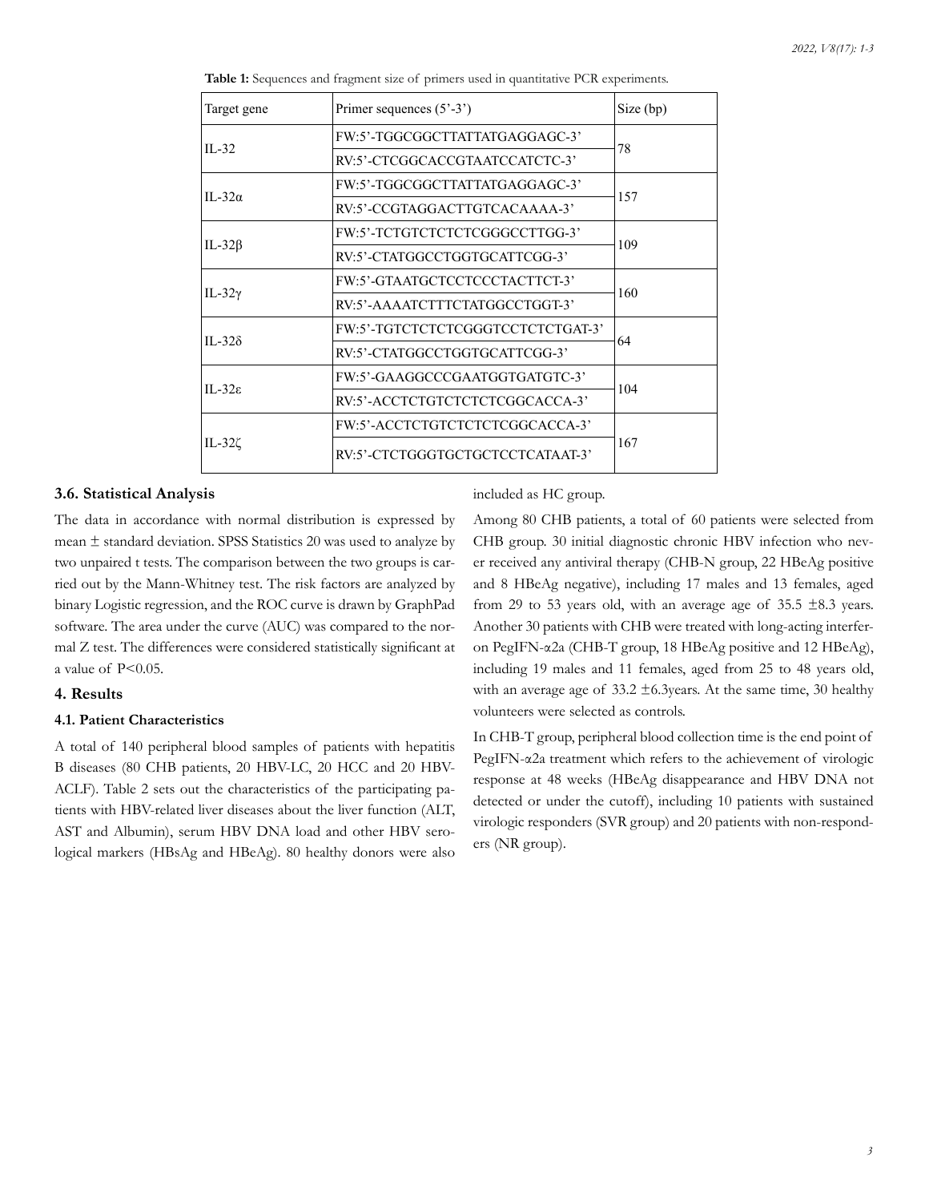**Table 1:** Sequences and fragment size of primers used in quantitative PCR experiments.

| Target gene | Primer sequences (5'-3') | Size (bp) |
|---|---|---|
| IL-32 | FW:5'-TGGCGGCTTATTATGAGGAGC-3' | 78 |
| | RV:5'-CTCGGCACCGTAATCCATCTC-3' | |
| IL-32α | FW:5'-TGGCGGCTTATTATGAGGAGC-3' | 157 |
| | RV:5'-CCGTAGGACTTGTCACAAAA-3' | |
| IL-32β | FW:5'-TCTGTCTCTCTCGGGCCTTGG-3' | 109 |
| | RV:5'-CTATGGCCTGGTGCATTCGG-3' | |
| IL-32γ | FW:5'-GTAATGCTCCTCCCTACTTCT-3' | 160 |
| | RV:5'-AAAATCTTTCTATGGCCTGGT-3' | |
| IL-32δ | FW:5'-TGTCTCTCTCGGGTCCTCTCTGAT-3' | 64 |
| | RV:5'-CTATGGCCTGGTGCATTCGG-3' | |
| IL-32ε | FW:5'-GAAGGCCCGAATGGTGATGTC-3' | 104 |
| | RV:5'-ACCTCTGTCTCTCTCGGCACCA-3' | |
| IL-32ζ | FW:5'-ACCTCTGTCTCTCTCGGCACCA-3' | 167 |
| | RV:5'-CTCTGGGTGCTGCTCCTCATAAT-3' | |

### 3.6. Statistical Analysis

The data in accordance with normal distribution is expressed by mean ± standard deviation. SPSS Statistics 20 was used to analyze by two unpaired t tests. The comparison between the two groups is carried out by the Mann-Whitney test. The risk factors are analyzed by binary Logistic regression, and the ROC curve is drawn by GraphPad software. The area under the curve (AUC) was compared to the normal Z test. The differences were considered statistically significant at a value of $P<0.05$.

## 4. Results

### 4.1. Patient Characteristics

A total of 140 peripheral blood samples of patients with hepatitis B diseases (80 CHB patients, 20 HBV-LC, 20 HCC and 20 HBV-ACLF). Table 2 sets out the characteristics of the participating patients with HBV-related liver diseases about the liver function (ALT, AST and Albumin), serum HBV DNA load and other HBV serological markers (HBsAg and HBeAg). 80 healthy donors were also included as HC group.

Among 80 CHB patients, a total of 60 patients were selected from CHB group. 30 initial diagnostic chronic HBV infection who never received any antiviral therapy (CHB-N group, 22 HBeAg positive and 8 HBeAg negative), including 17 males and 13 females, aged from 29 to 53 years old, with an average age of 35.5 ±8.3 years. Another 30 patients with CHB were treated with long-acting interferon PegIFN-α2a (CHB-T group, 18 HBeAg positive and 12 HBeAg), including 19 males and 11 females, aged from 25 to 48 years old, with an average age of 33.2 ±6.3years. At the same time, 30 healthy volunteers were selected as controls.

In CHB-T group, peripheral blood collection time is the end point of PegIFN-α2a treatment which refers to the achievement of virologic response at 48 weeks (HBeAg disappearance and HBV DNA not detected or under the cutoff), including 10 patients with sustained virologic responders (SVR group) and 20 patients with non-responders (NR group).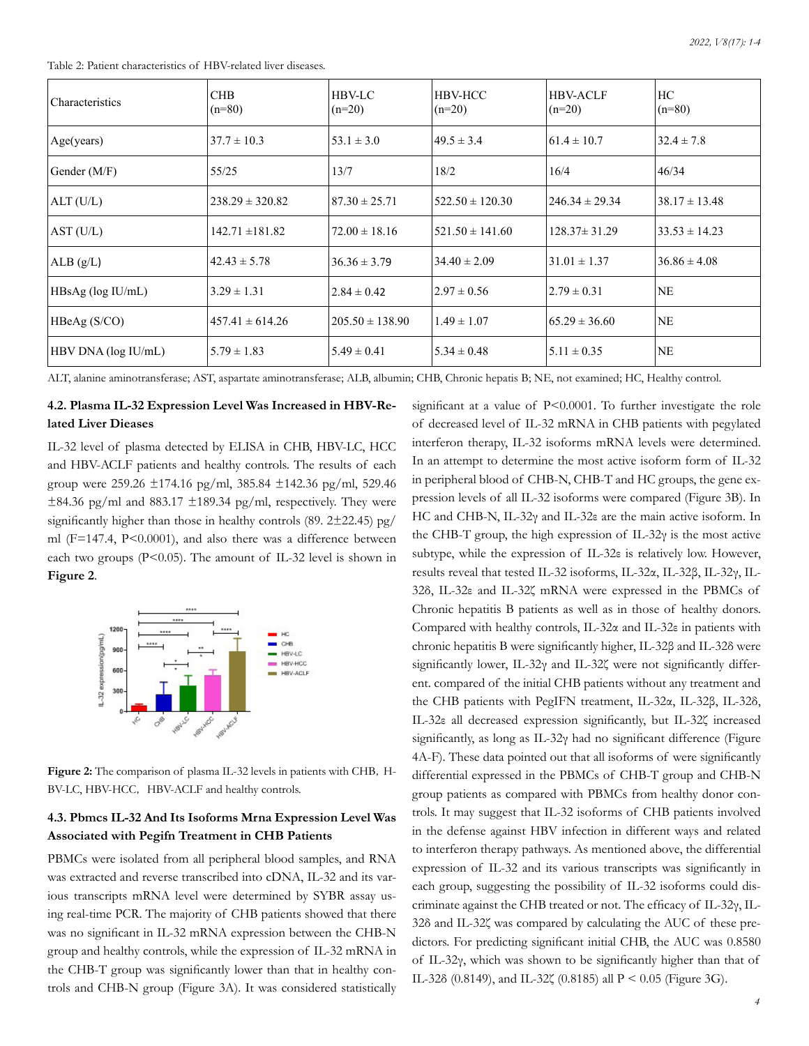Table 2: Patient characteristics of HBV-related liver diseases.

| Characteristics | CHB (n=80) | HBV-LC (n=20) | HBV-HCC (n=20) | HBV-ACLF (n=20) | HC (n=80) |
|---|---|---|---|---|---|
| Age(years) | 37.7 ± 10.3 | 53.1 ± 3.0 | 49.5 ± 3.4 | 61.4 ± 10.7 | 32.4 ± 7.8 |
| Gender (M/F) | 55/25 | 13/7 | 18/2 | 16/4 | 46/34 |
| ALT (U/L) | 238.29 ± 320.82 | 87.30 ± 25.71 | 522.50 ± 120.30 | 246.34 ± 29.34 | 38.17 ± 13.48 |
| AST (U/L) | 142.71 ±181.82 | 72.00 ± 18.16 | 521.50 ± 141.60 | 128.37± 31.29 | 33.53 ± 14.23 |
| ALB (g/L) | 42.43 ± 5.78 | 36.36 ± 3.79 | 34.40 ± 2.09 | 31.01 ± 1.37 | 36.86 ± 4.08 |
| HBsAg (log IU/mL) | 3.29 ± 1.31 | 2.84 ± 0.42 | 2.97 ± 0.56 | 2.79 ± 0.31 | NE |
| HBeAg (S/CO) | 457.41 ± 614.26 | 205.50 ± 138.90 | 1.49 ± 1.07 | 65.29 ± 36.60 | NE |
| HBV DNA (log IU/mL) | 5.79 ± 1.83 | 5.49 ± 0.41 | 5.34 ± 0.48 | 5.11 ± 0.35 | NE |

ALT, alanine aminotransferase; AST, aspartate aminotransferase; ALB, albumin; CHB, Chronic hepatis B; NE, not examined; HC, Healthy control.

### 4.2. Plasma IL-32 Expression Level Was Increased in HBV-Related Liver Dieases

IL-32 level of plasma detected by ELISA in CHB, HBV-LC, HCC and HBV-ACLF patients and healthy controls. The results of each group were 259.26 ±174.16 pg/ml, 385.84 ±142.36 pg/ml, 529.46 ±84.36 pg/ml and 883.17 ±189.34 pg/ml, respectively. They were significantly higher than those in healthy controls (89. 2±22.45) pg/ml (F=147.4, P<0.0001), and also there was a difference between each two groups (P<0.05). The amount of IL-32 level is shown in **Figure 2**.

**Figure 2:** The comparison of plasma IL-32 levels in patients with CHB, HBV-LC, HBV-HCC, HBV-ACLF and healthy controls.

### 4.3. Pbmcs IL-32 And Its Isoforms Mrna Expression Level Was Associated with Pegifn Treatment in CHB Patients

PBMCs were isolated from all peripheral blood samples, and RNA was extracted and reverse transcribed into cDNA, IL-32 and its various transcripts mRNA level were determined by SYBR assay using real-time PCR. The majority of CHB patients showed that there was no significant in IL-32 mRNA expression between the CHB-N group and healthy controls, while the expression of IL-32 mRNA in the CHB-T group was significantly lower than that in healthy controls and CHB-N group (Figure 3A). It was considered statistically significant at a value of P<0.0001. To further investigate the role of decreased level of IL-32 mRNA in CHB patients with pegylated interferon therapy, IL-32 isoforms mRNA levels were determined. In an attempt to determine the most active isoform form of IL-32 in peripheral blood of CHB-N, CHB-T and HC groups, the gene expression levels of all IL-32 isoforms were compared (Figure 3B). In HC and CHB-N, IL-32γ and IL-32ε are the main active isoform. In the CHB-T group, the high expression of IL-32γ is the most active subtype, while the expression of IL-32ε is relatively low. However, results reveal that tested IL-32 isoforms, IL-32α, IL-32β, IL-32γ, IL-32δ, IL-32ε and IL-32ζ mRNA were expressed in the PBMCs of Chronic hepatitis B patients as well as in those of healthy donors. Compared with healthy controls, IL-32α and IL-32ε in patients with chronic hepatitis B were significantly higher, IL-32β and IL-32δ were significantly lower, IL-32γ and IL-32ζ were not significantly different. compared of the initial CHB patients without any treatment and the CHB patients with PegIFN treatment, IL-32α, IL-32β, IL-32δ, IL-32ε all decreased expression significantly, but IL-32ζ increased significantly, as long as IL-32γ had no significant difference (Figure 4A-F). These data pointed out that all isoforms of were significantly differential expressed in the PBMCs of CHB-T group and CHB-N group patients as compared with PBMCs from healthy donor controls. It may suggest that IL-32 isoforms of CHB patients involved in the defense against HBV infection in different ways and related to interferon therapy pathways. As mentioned above, the differential expression of IL-32 and its various transcripts was significantly in each group, suggesting the possibility of IL-32 isoforms could discriminate against the CHB treated or not. The efficacy of IL-32γ, IL-32δ and IL-32ζ was compared by calculating the AUC of these predictors. For predicting significant initial CHB, the AUC was 0.8580 of IL-32γ, which was shown to be significantly higher than that of IL-32δ (0.8149), and IL-32ζ (0.8185) all P < 0.05 (Figure 3G).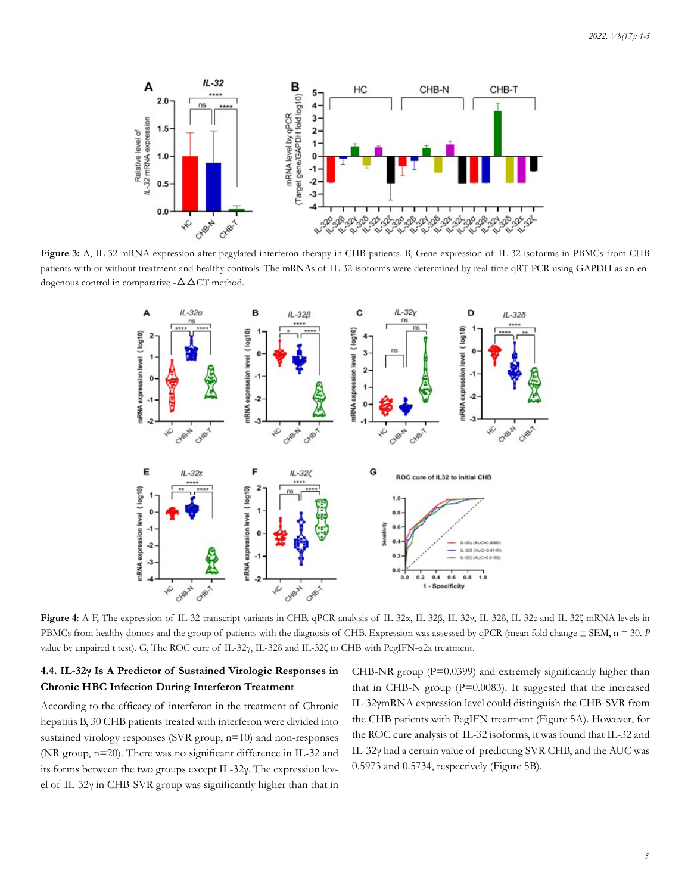**Figure 3:** A, IL-32 mRNA expression after pegylated interferon therapy in CHB patients. B, Gene expression of IL-32 isoforms in PBMCs from CHB patients with or without treatment and healthy controls. The mRNAs of IL-32 isoforms were determined by real-time qRT-PCR using GAPDH as an endogenous control in comparative -△△CT method.

**Figure 4**: A-F, The expression of IL-32 transcript variants in CHB. qPCR analysis of IL-32α, IL-32β, IL-32γ, IL-32δ, IL-32ε and IL-32ζ mRNA levels in PBMCs from healthy donors and the group of patients with the diagnosis of CHB. Expression was assessed by qPCR (mean fold change ± SEM, n = 30. *P* value by unpaired t test). G, The ROC cure of IL-32γ, IL-32δ and IL-32ζ to CHB with PegIFN-α2a treatment.

### 4.4. IL-32γ Is A Predictor of Sustained Virologic Responses in Chronic HBC Infection During Interferon Treatment

According to the efficacy of interferon in the treatment of Chronic hepatitis B, 30 CHB patients treated with interferon were divided into sustained virology responses (SVR group, n=10) and non-responses (NR group, n=20). There was no significant difference in IL-32 and its forms between the two groups except IL-32γ. The expression level of IL-32γ in CHB-SVR group was significantly higher than that in CHB-NR group (P=0.0399) and extremely significantly higher than that in CHB-N group (P=0.0083). It suggested that the increased IL-32γmRNA expression level could distinguish the CHB-SVR from the CHB patients with PegIFN treatment (Figure 5A). However, for the ROC cure analysis of IL-32 isoforms, it was found that IL-32 and IL-32γ had a certain value of predicting SVR CHB, and the AUC was 0.5973 and 0.5734, respectively (Figure 5B).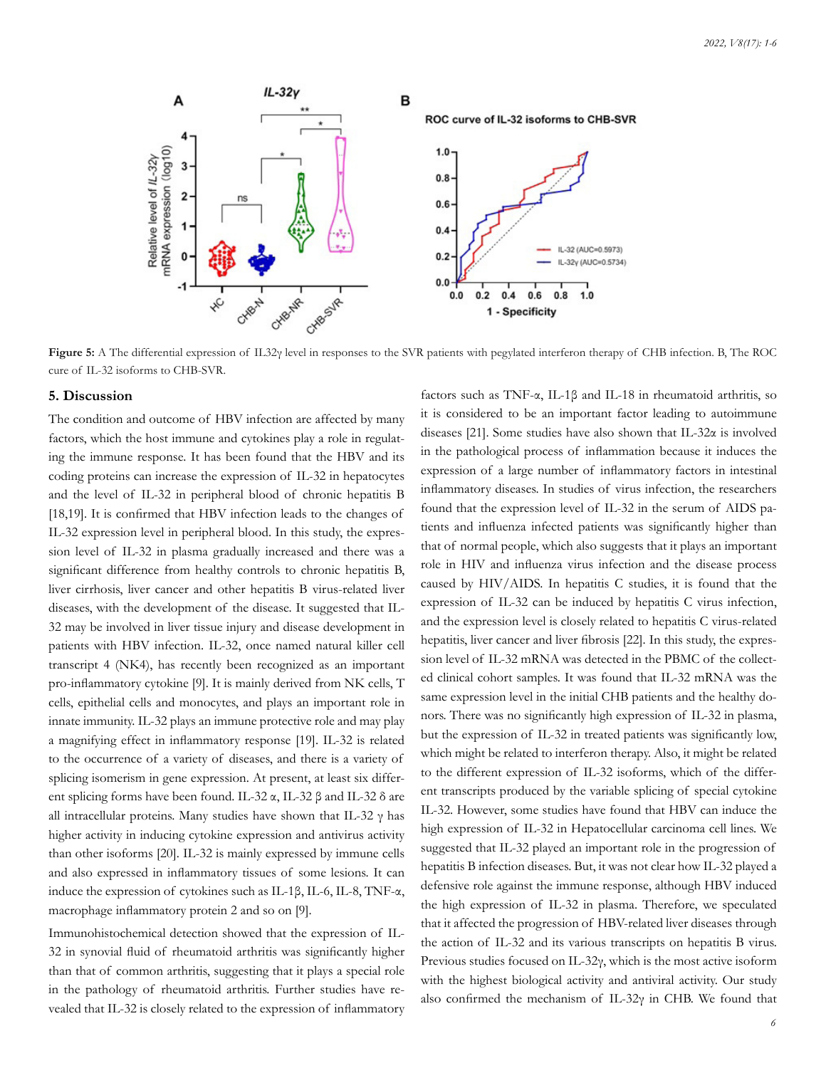**Figure 5:** A The differential expression of IL32γ level in responses to the SVR patients with pegylated interferon therapy of CHB infection. B, The ROC cure of IL-32 isoforms to CHB-SVR.

## 5. Discussion

The condition and outcome of HBV infection are affected by many factors, which the host immune and cytokines play a role in regulating the immune response. It has been found that the HBV and its coding proteins can increase the expression of IL-32 in hepatocytes and the level of IL-32 in peripheral blood of chronic hepatitis B [18,19]. It is confirmed that HBV infection leads to the changes of IL-32 expression level in peripheral blood. In this study, the expression level of IL-32 in plasma gradually increased and there was a significant difference from healthy controls to chronic hepatitis B, liver cirrhosis, liver cancer and other hepatitis B virus-related liver diseases, with the development of the disease. It suggested that IL-32 may be involved in liver tissue injury and disease development in patients with HBV infection. IL-32, once named natural killer cell transcript 4 (NK4), has recently been recognized as an important pro-inflammatory cytokine [9]. It is mainly derived from NK cells, T cells, epithelial cells and monocytes, and plays an important role in innate immunity. IL-32 plays an immune protective role and may play a magnifying effect in inflammatory response [19]. IL-32 is related to the occurrence of a variety of diseases, and there is a variety of splicing isomerism in gene expression. At present, at least six different splicing forms have been found. IL-32 α, IL-32 β and IL-32 δ are all intracellular proteins. Many studies have shown that IL-32 γ has higher activity in inducing cytokine expression and antivirus activity than other isoforms [20]. IL-32 is mainly expressed by immune cells and also expressed in inflammatory tissues of some lesions. It can induce the expression of cytokines such as IL-1β, IL-6, IL-8, TNF-α, macrophage inflammatory protein 2 and so on [9].

Immunohistochemical detection showed that the expression of IL-32 in synovial fluid of rheumatoid arthritis was significantly higher than that of common arthritis, suggesting that it plays a special role in the pathology of rheumatoid arthritis. Further studies have revealed that IL-32 is closely related to the expression of inflammatory factors such as TNF-α, IL-1β and IL-18 in rheumatoid arthritis, so it is considered to be an important factor leading to autoimmune diseases [21]. Some studies have also shown that IL-32α is involved in the pathological process of inflammation because it induces the expression of a large number of inflammatory factors in intestinal inflammatory diseases. In studies of virus infection, the researchers found that the expression level of IL-32 in the serum of AIDS patients and influenza infected patients was significantly higher than that of normal people, which also suggests that it plays an important role in HIV and influenza virus infection and the disease process caused by HIV/AIDS. In hepatitis C studies, it is found that the expression of IL-32 can be induced by hepatitis C virus infection, and the expression level is closely related to hepatitis C virus-related hepatitis, liver cancer and liver fibrosis [22]. In this study, the expression level of IL-32 mRNA was detected in the PBMC of the collected clinical cohort samples. It was found that IL-32 mRNA was the same expression level in the initial CHB patients and the healthy donors. There was no significantly high expression of IL-32 in plasma, but the expression of IL-32 in treated patients was significantly low, which might be related to interferon therapy. Also, it might be related to the different expression of IL-32 isoforms, which of the different transcripts produced by the variable splicing of special cytokine IL-32. However, some studies have found that HBV can induce the high expression of IL-32 in Hepatocellular carcinoma cell lines. We suggested that IL-32 played an important role in the progression of hepatitis B infection diseases. But, it was not clear how IL-32 played a defensive role against the immune response, although HBV induced the high expression of IL-32 in plasma. Therefore, we speculated that it affected the progression of HBV-related liver diseases through the action of IL-32 and its various transcripts on hepatitis B virus. Previous studies focused on IL-32γ, which is the most active isoform with the highest biological activity and antiviral activity. Our study also confirmed the mechanism of IL-32γ in CHB. We found that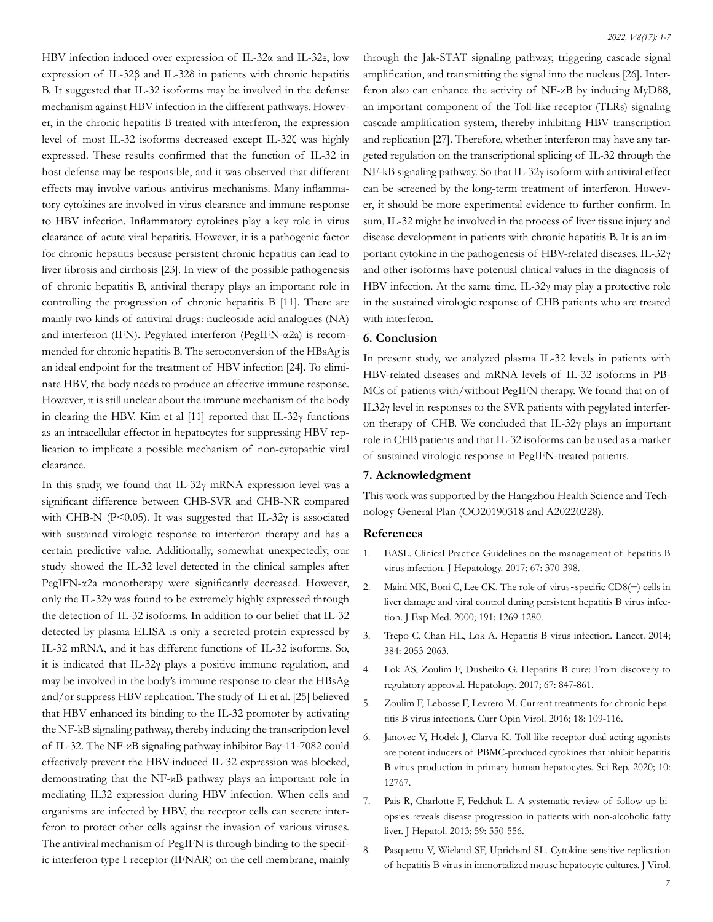HBV infection induced over expression of IL-32α and IL-32ε, low expression of IL-32β and IL-32δ in patients with chronic hepatitis B. It suggested that IL-32 isoforms may be involved in the defense mechanism against HBV infection in the different pathways. However, in the chronic hepatitis B treated with interferon, the expression level of most IL-32 isoforms decreased except IL-32ζ was highly expressed. These results confirmed that the function of IL-32 in host defense may be responsible, and it was observed that different effects may involve various antivirus mechanisms. Many inflammatory cytokines are involved in virus clearance and immune response to HBV infection. Inflammatory cytokines play a key role in virus clearance of acute viral hepatitis. However, it is a pathogenic factor for chronic hepatitis because persistent chronic hepatitis can lead to liver fibrosis and cirrhosis [23]. In view of the possible pathogenesis of chronic hepatitis B, antiviral therapy plays an important role in controlling the progression of chronic hepatitis B [11]. There are mainly two kinds of antiviral drugs: nucleoside acid analogues (NA) and interferon (IFN). Pegylated interferon (PegIFN-α2a) is recommended for chronic hepatitis B. The seroconversion of the HBsAg is an ideal endpoint for the treatment of HBV infection [24]. To eliminate HBV, the body needs to produce an effective immune response. However, it is still unclear about the immune mechanism of the body in clearing the HBV. Kim et al [11] reported that IL-32γ functions as an intracellular effector in hepatocytes for suppressing HBV replication to implicate a possible mechanism of non-cytopathic viral clearance.

In this study, we found that IL-32γ mRNA expression level was a significant difference between CHB-SVR and CHB-NR compared with CHB-N ($P<0.05$). It was suggested that IL-32γ is associated with sustained virologic response to interferon therapy and has a certain predictive value. Additionally, somewhat unexpectedly, our study showed the IL-32 level detected in the clinical samples after PegIFN-α2a monotherapy were significantly decreased. However, only the IL-32γ was found to be extremely highly expressed through the detection of IL-32 isoforms. In addition to our belief that IL-32 detected by plasma ELISA is only a secreted protein expressed by IL-32 mRNA, and it has different functions of IL-32 isoforms. So, it is indicated that IL-32γ plays a positive immune regulation, and may be involved in the body's immune response to clear the HBsAg and/or suppress HBV replication. The study of Li et al. [25] believed that HBV enhanced its binding to the IL-32 promoter by activating the NF-kB signaling pathway, thereby inducing the transcription level of IL-32. The NF-κB signaling pathway inhibitor Bay-11-7082 could effectively prevent the HBV-induced IL-32 expression was blocked, demonstrating that the NF-κB pathway plays an important role in mediating IL32 expression during HBV infection. When cells and organisms are infected by HBV, the receptor cells can secrete interferon to protect other cells against the invasion of various viruses. The antiviral mechanism of PegIFN is through binding to the specific interferon type I receptor (IFNAR) on the cell membrane, mainly through the Jak-STAT signaling pathway, triggering cascade signal amplification, and transmitting the signal into the nucleus [26]. Interferon also can enhance the activity of NF-κB by inducing MyD88, an important component of the Toll-like receptor (TLRs) signaling cascade amplification system, thereby inhibiting HBV transcription and replication [27]. Therefore, whether interferon may have any targeted regulation on the transcriptional splicing of IL-32 through the NF-kB signaling pathway. So that IL-32γ isoform with antiviral effect can be screened by the long-term treatment of interferon. However, it should be more experimental evidence to further confirm. In sum, IL-32 might be involved in the process of liver tissue injury and disease development in patients with chronic hepatitis B. It is an important cytokine in the pathogenesis of HBV-related diseases. IL-32γ and other isoforms have potential clinical values in the diagnosis of HBV infection. At the same time, IL-32γ may play a protective role in the sustained virologic response of CHB patients who are treated with interferon.

## 6. Conclusion

In present study, we analyzed plasma IL-32 levels in patients with HBV-related diseases and mRNA levels of IL-32 isoforms in PBMCs of patients with/without PegIFN therapy. We found that on of IL32γ level in responses to the SVR patients with pegylated interferon therapy of CHB. We concluded that IL-32γ plays an important role in CHB patients and that IL-32 isoforms can be used as a marker of sustained virologic response in PegIFN-treated patients.

## 7. Acknowledgment

This work was supported by the Hangzhou Health Science and Technology General Plan (OO20190318 and A20220228).

## References

1. EASL. Clinical Practice Guidelines on the management of hepatitis B virus infection. J Hepatology. 2017; 67: 370-398.
2. Maini MK, Boni C, Lee CK. The role of virus-specific CD8(+) cells in liver damage and viral control during persistent hepatitis B virus infection. J Exp Med. 2000; 191: 1269-1280.
3. Trepo C, Chan HL, Lok A. Hepatitis B virus infection. Lancet. 2014; 384: 2053-2063.
4. Lok AS, Zoulim F, Dusheiko G. Hepatitis B cure: From discovery to regulatory approval. Hepatology. 2017; 67: 847-861.
5. Zoulim F, Lebosse F, Levrero M. Current treatments for chronic hepatitis B virus infections. Curr Opin Virol. 2016; 18: 109-116.
6. Janovec V, Hodek J, Clarva K. Toll-like receptor dual-acting agonists are potent inducers of PBMC-produced cytokines that inhibit hepatitis B virus production in primary human hepatocytes. Sci Rep. 2020; 10: 12767.
7. Pais R, Charlotte F, Fedchuk L. A systematic review of follow-up biopsies reveals disease progression in patients with non-alcoholic fatty liver. J Hepatol. 2013; 59: 550-556.
8. Pasquetto V, Wieland SF, Uprichard SL. Cytokine-sensitive replication of hepatitis B virus in immortalized mouse hepatocyte cultures. J Virol.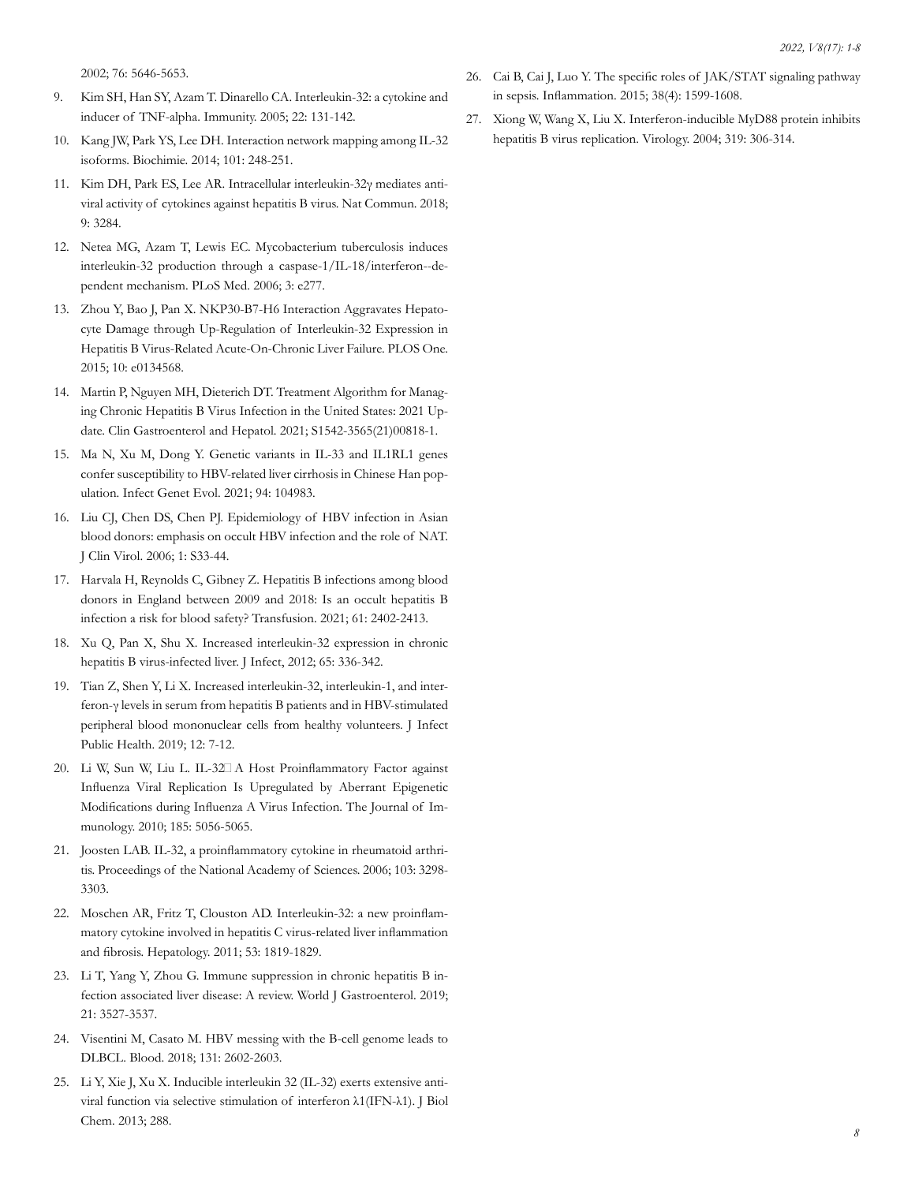2002; 76: 5646-5653.

9. Kim SH, Han SY, Azam T. Dinarello CA. Interleukin-32: a cytokine and inducer of TNF-alpha. Immunity. 2005; 22: 131-142.
10. Kang JW, Park YS, Lee DH. Interaction network mapping among IL-32 isoforms. Biochimie. 2014; 101: 248-251.
11. Kim DH, Park ES, Lee AR. Intracellular interleukin-32γ mediates antiviral activity of cytokines against hepatitis B virus. Nat Commun. 2018; 9: 3284.
12. Netea MG, Azam T, Lewis EC. Mycobacterium tuberculosis induces interleukin-32 production through a caspase-1/IL-18/interferon--dependent mechanism. PLoS Med. 2006; 3: e277.
13. Zhou Y, Bao J, Pan X. NKP30-B7-H6 Interaction Aggravates Hepatocyte Damage through Up-Regulation of Interleukin-32 Expression in Hepatitis B Virus-Related Acute-On-Chronic Liver Failure. PLOS One. 2015; 10: e0134568.
14. Martin P, Nguyen MH, Dieterich DT. Treatment Algorithm for Managing Chronic Hepatitis B Virus Infection in the United States: 2021 Update. Clin Gastroenterol and Hepatol. 2021; S1542-3565(21)00818-1.
15. Ma N, Xu M, Dong Y. Genetic variants in IL-33 and IL1RL1 genes confer susceptibility to HBV-related liver cirrhosis in Chinese Han population. Infect Genet Evol. 2021; 94: 104983.
16. Liu CJ, Chen DS, Chen PJ. Epidemiology of HBV infection in Asian blood donors: emphasis on occult HBV infection and the role of NAT. J Clin Virol. 2006; 1: S33-44.
17. Harvala H, Reynolds C, Gibney Z. Hepatitis B infections among blood donors in England between 2009 and 2018: Is an occult hepatitis B infection a risk for blood safety? Transfusion. 2021; 61: 2402-2413.
18. Xu Q, Pan X, Shu X. Increased interleukin-32 expression in chronic hepatitis B virus-infected liver. J Infect, 2012; 65: 336-342.
19. Tian Z, Shen Y, Li X. Increased interleukin-32, interleukin-1, and interferon-γ levels in serum from hepatitis B patients and in HBV-stimulated peripheral blood mononuclear cells from healthy volunteers. J Infect Public Health. 2019; 12: 7-12.
20. Li W, Sun W, Liu L. IL-32 A Host Proinflammatory Factor against Influenza Viral Replication Is Upregulated by Aberrant Epigenetic Modifications during Influenza A Virus Infection. The Journal of Immunology. 2010; 185: 5056-5065.
21. Joosten LAB. IL-32, a proinflammatory cytokine in rheumatoid arthritis. Proceedings of the National Academy of Sciences. 2006; 103: 3298-3303.
22. Moschen AR, Fritz T, Clouston AD. Interleukin-32: a new proinflammatory cytokine involved in hepatitis C virus-related liver inflammation and fibrosis. Hepatology. 2011; 53: 1819-1829.
23. Li T, Yang Y, Zhou G. Immune suppression in chronic hepatitis B infection associated liver disease: A review. World J Gastroenterol. 2019; 21: 3527-3537.
24. Visentini M, Casato M. HBV messing with the B-cell genome leads to DLBCL. Blood. 2018; 131: 2602-2603.
25. Li Y, Xie J, Xu X. Inducible interleukin 32 (IL-32) exerts extensive antiviral function via selective stimulation of interferon λ1(IFN-λ1). J Biol Chem. 2013; 288.
26. Cai B, Cai J, Luo Y. The specific roles of JAK/STAT signaling pathway in sepsis. Inflammation. 2015; 38(4): 1599-1608.
27. Xiong W, Wang X, Liu X. Interferon-inducible MyD88 protein inhibits hepatitis B virus replication. Virology. 2004; 319: 306-314.